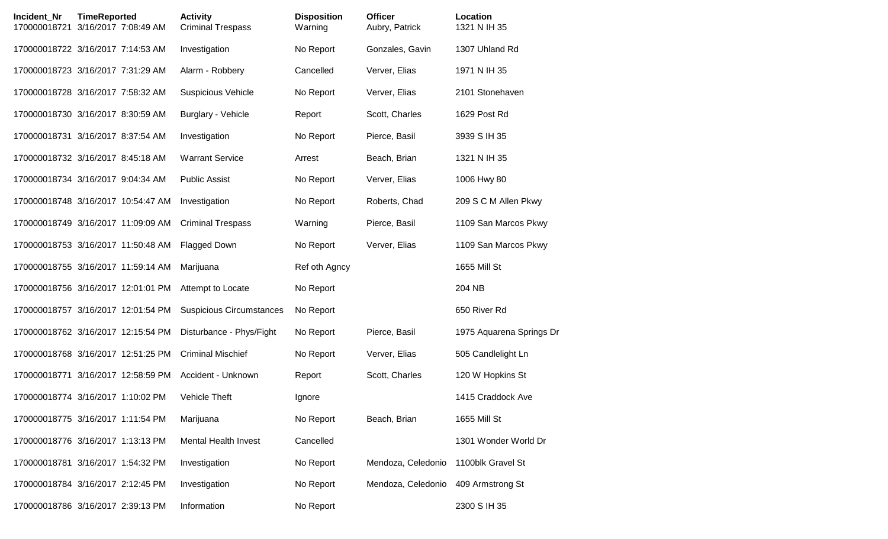| Incident_Nr | TimeReported | Activity | Disposition | Officer | Location |
|---|---|---|---|---|---|
| 170000018721 | 3/16/2017 7:08:49 AM | Criminal Trespass | Warning | Aubry, Patrick | 1321 N IH 35 |
| 170000018722 | 3/16/2017 7:14:53 AM | Investigation | No Report | Gonzales, Gavin | 1307 Uhland Rd |
| 170000018723 | 3/16/2017 7:31:29 AM | Alarm - Robbery | Cancelled | Verver, Elias | 1971 N IH 35 |
| 170000018728 | 3/16/2017 7:58:32 AM | Suspicious Vehicle | No Report | Verver, Elias | 2101 Stonehaven |
| 170000018730 | 3/16/2017 8:30:59 AM | Burglary - Vehicle | Report | Scott, Charles | 1629 Post Rd |
| 170000018731 | 3/16/2017 8:37:54 AM | Investigation | No Report | Pierce, Basil | 3939 S IH 35 |
| 170000018732 | 3/16/2017 8:45:18 AM | Warrant Service | Arrest | Beach, Brian | 1321 N IH 35 |
| 170000018734 | 3/16/2017 9:04:34 AM | Public Assist | No Report | Verver, Elias | 1006 Hwy 80 |
| 170000018748 | 3/16/2017 10:54:47 AM | Investigation | No Report | Roberts, Chad | 209 S C M Allen Pkwy |
| 170000018749 | 3/16/2017 11:09:09 AM | Criminal Trespass | Warning | Pierce, Basil | 1109 San Marcos Pkwy |
| 170000018753 | 3/16/2017 11:50:48 AM | Flagged Down | No Report | Verver, Elias | 1109 San Marcos Pkwy |
| 170000018755 | 3/16/2017 11:59:14 AM | Marijuana | Ref oth Agncy | | 1655 Mill St |
| 170000018756 | 3/16/2017 12:01:01 PM | Attempt to Locate | No Report | | 204 NB |
| 170000018757 | 3/16/2017 12:01:54 PM | Suspicious Circumstances | No Report | | 650 River Rd |
| 170000018762 | 3/16/2017 12:15:54 PM | Disturbance - Phys/Fight | No Report | Pierce, Basil | 1975 Aquarena Springs Dr |
| 170000018768 | 3/16/2017 12:51:25 PM | Criminal Mischief | No Report | Verver, Elias | 505 Candlelight Ln |
| 170000018771 | 3/16/2017 12:58:59 PM | Accident - Unknown | Report | Scott, Charles | 120 W Hopkins St |
| 170000018774 | 3/16/2017 1:10:02 PM | Vehicle Theft | Ignore | | 1415 Craddock Ave |
| 170000018775 | 3/16/2017 1:11:54 PM | Marijuana | No Report | Beach, Brian | 1655 Mill St |
| 170000018776 | 3/16/2017 1:13:13 PM | Mental Health Invest | Cancelled | | 1301 Wonder World Dr |
| 170000018781 | 3/16/2017 1:54:32 PM | Investigation | No Report | Mendoza, Celedonio | 1100blk Gravel St |
| 170000018784 | 3/16/2017 2:12:45 PM | Investigation | No Report | Mendoza, Celedonio | 409 Armstrong St |
| 170000018786 | 3/16/2017 2:39:13 PM | Information | No Report | | 2300 S IH 35 |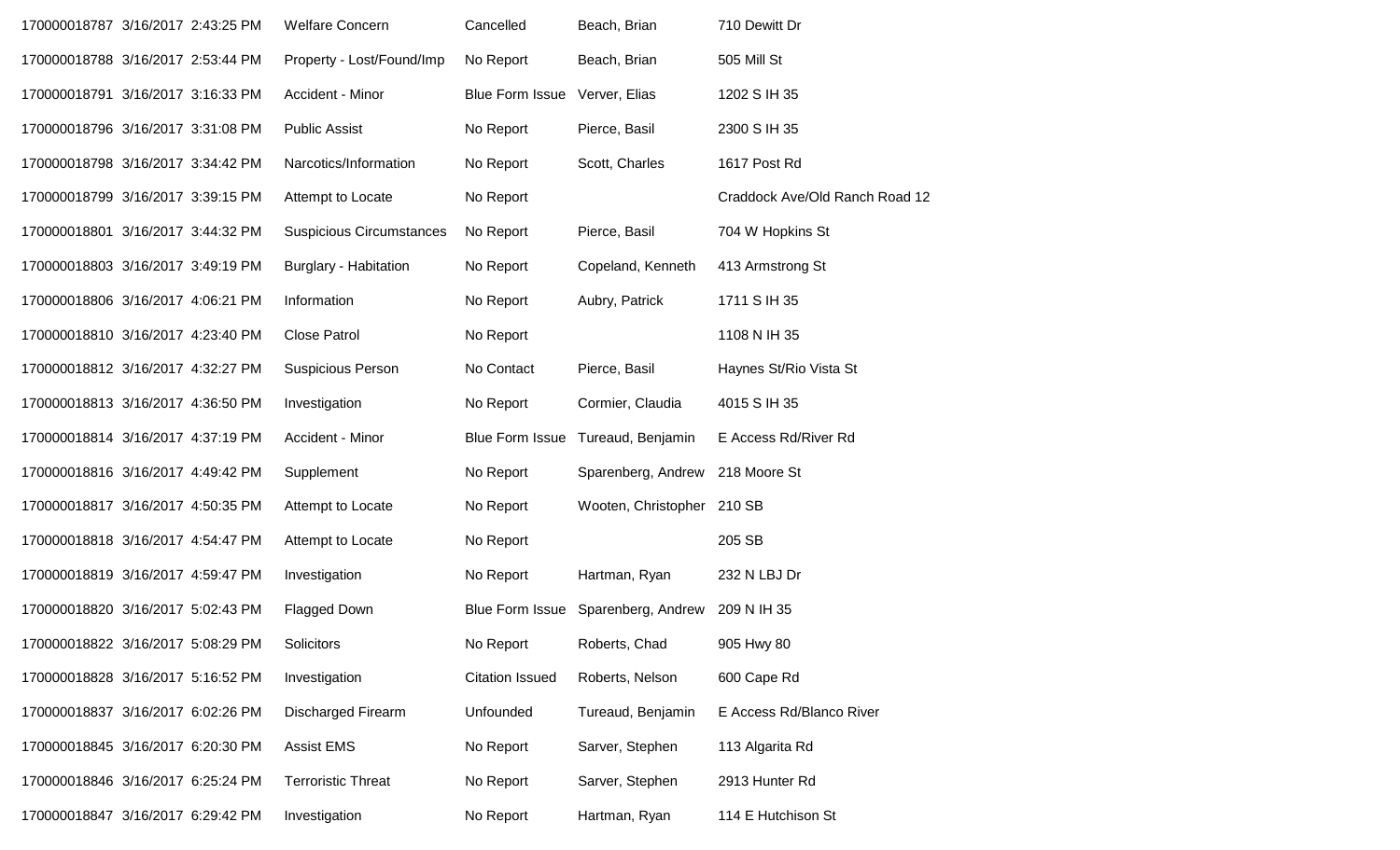| | | | | | | |
|---|---|---|---|---|---|---|
| 170000018787 | 3/16/2017 | 2:43:25 PM | Welfare Concern | Cancelled | Beach, Brian | 710 Dewitt Dr |
| 170000018788 | 3/16/2017 | 2:53:44 PM | Property - Lost/Found/Imp | No Report | Beach, Brian | 505 Mill St |
| 170000018791 | 3/16/2017 | 3:16:33 PM | Accident - Minor | Blue Form Issue | Verver, Elias | 1202 S IH 35 |
| 170000018796 | 3/16/2017 | 3:31:08 PM | Public Assist | No Report | Pierce, Basil | 2300 S IH 35 |
| 170000018798 | 3/16/2017 | 3:34:42 PM | Narcotics/Information | No Report | Scott, Charles | 1617 Post Rd |
| 170000018799 | 3/16/2017 | 3:39:15 PM | Attempt to Locate | No Report | | Craddock Ave/Old Ranch Road 12 |
| 170000018801 | 3/16/2017 | 3:44:32 PM | Suspicious Circumstances | No Report | Pierce, Basil | 704 W Hopkins St |
| 170000018803 | 3/16/2017 | 3:49:19 PM | Burglary - Habitation | No Report | Copeland, Kenneth | 413 Armstrong St |
| 170000018806 | 3/16/2017 | 4:06:21 PM | Information | No Report | Aubry, Patrick | 1711 S IH 35 |
| 170000018810 | 3/16/2017 | 4:23:40 PM | Close Patrol | No Report | | 1108 N IH 35 |
| 170000018812 | 3/16/2017 | 4:32:27 PM | Suspicious Person | No Contact | Pierce, Basil | Haynes St/Rio Vista St |
| 170000018813 | 3/16/2017 | 4:36:50 PM | Investigation | No Report | Cormier, Claudia | 4015 S IH 35 |
| 170000018814 | 3/16/2017 | 4:37:19 PM | Accident - Minor | Blue Form Issue | Tureaud, Benjamin | E Access Rd/River Rd |
| 170000018816 | 3/16/2017 | 4:49:42 PM | Supplement | No Report | Sparenberg, Andrew | 218 Moore St |
| 170000018817 | 3/16/2017 | 4:50:35 PM | Attempt to Locate | No Report | Wooten, Christopher | 210 SB |
| 170000018818 | 3/16/2017 | 4:54:47 PM | Attempt to Locate | No Report | | 205 SB |
| 170000018819 | 3/16/2017 | 4:59:47 PM | Investigation | No Report | Hartman, Ryan | 232 N LBJ Dr |
| 170000018820 | 3/16/2017 | 5:02:43 PM | Flagged Down | Blue Form Issue | Sparenberg, Andrew | 209 N IH 35 |
| 170000018822 | 3/16/2017 | 5:08:29 PM | Solicitors | No Report | Roberts, Chad | 905 Hwy 80 |
| 170000018828 | 3/16/2017 | 5:16:52 PM | Investigation | Citation Issued | Roberts, Nelson | 600 Cape Rd |
| 170000018837 | 3/16/2017 | 6:02:26 PM | Discharged Firearm | Unfounded | Tureaud, Benjamin | E Access Rd/Blanco River |
| 170000018845 | 3/16/2017 | 6:20:30 PM | Assist EMS | No Report | Sarver, Stephen | 113 Algarita Rd |
| 170000018846 | 3/16/2017 | 6:25:24 PM | Terroristic Threat | No Report | Sarver, Stephen | 2913 Hunter Rd |
| 170000018847 | 3/16/2017 | 6:29:42 PM | Investigation | No Report | Hartman, Ryan | 114 E Hutchison St |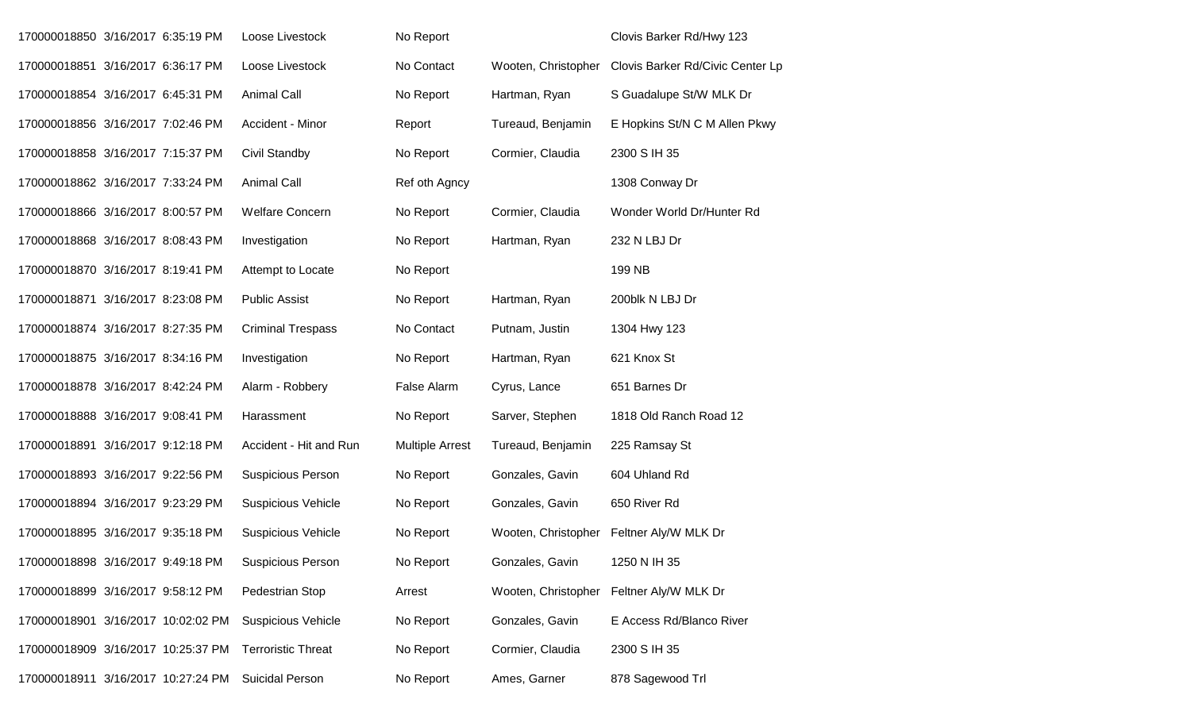| | | | | | | |
|---|---|---|---|---|---|---|
| 170000018850 | 3/16/2017 | 6:35:19 PM | Loose Livestock | No Report | | Clovis Barker Rd/Hwy 123 |
| 170000018851 | 3/16/2017 | 6:36:17 PM | Loose Livestock | No Contact | Wooten, Christopher | Clovis Barker Rd/Civic Center Lp |
| 170000018854 | 3/16/2017 | 6:45:31 PM | Animal Call | No Report | Hartman, Ryan | S Guadalupe St/W MLK Dr |
| 170000018856 | 3/16/2017 | 7:02:46 PM | Accident - Minor | Report | Tureaud, Benjamin | E Hopkins St/N C M Allen Pkwy |
| 170000018858 | 3/16/2017 | 7:15:37 PM | Civil Standby | No Report | Cormier, Claudia | 2300 S IH 35 |
| 170000018862 | 3/16/2017 | 7:33:24 PM | Animal Call | Ref oth Agncy | | 1308 Conway Dr |
| 170000018866 | 3/16/2017 | 8:00:57 PM | Welfare Concern | No Report | Cormier, Claudia | Wonder World Dr/Hunter Rd |
| 170000018868 | 3/16/2017 | 8:08:43 PM | Investigation | No Report | Hartman, Ryan | 232 N LBJ Dr |
| 170000018870 | 3/16/2017 | 8:19:41 PM | Attempt to Locate | No Report | | 199 NB |
| 170000018871 | 3/16/2017 | 8:23:08 PM | Public Assist | No Report | Hartman, Ryan | 200blk N LBJ Dr |
| 170000018874 | 3/16/2017 | 8:27:35 PM | Criminal Trespass | No Contact | Putnam, Justin | 1304 Hwy 123 |
| 170000018875 | 3/16/2017 | 8:34:16 PM | Investigation | No Report | Hartman, Ryan | 621 Knox St |
| 170000018878 | 3/16/2017 | 8:42:24 PM | Alarm - Robbery | False Alarm | Cyrus, Lance | 651 Barnes Dr |
| 170000018888 | 3/16/2017 | 9:08:41 PM | Harassment | No Report | Sarver, Stephen | 1818 Old Ranch Road 12 |
| 170000018891 | 3/16/2017 | 9:12:18 PM | Accident - Hit and Run | Multiple Arrest | Tureaud, Benjamin | 225 Ramsay St |
| 170000018893 | 3/16/2017 | 9:22:56 PM | Suspicious Person | No Report | Gonzales, Gavin | 604 Uhland Rd |
| 170000018894 | 3/16/2017 | 9:23:29 PM | Suspicious Vehicle | No Report | Gonzales, Gavin | 650 River Rd |
| 170000018895 | 3/16/2017 | 9:35:18 PM | Suspicious Vehicle | No Report | Wooten, Christopher | Feltner Aly/W MLK Dr |
| 170000018898 | 3/16/2017 | 9:49:18 PM | Suspicious Person | No Report | Gonzales, Gavin | 1250 N IH 35 |
| 170000018899 | 3/16/2017 | 9:58:12 PM | Pedestrian Stop | Arrest | Wooten, Christopher | Feltner Aly/W MLK Dr |
| 170000018901 | 3/16/2017 | 10:02:02 PM | Suspicious Vehicle | No Report | Gonzales, Gavin | E Access Rd/Blanco River |
| 170000018909 | 3/16/2017 | 10:25:37 PM | Terroristic Threat | No Report | Cormier, Claudia | 2300 S IH 35 |
| 170000018911 | 3/16/2017 | 10:27:24 PM | Suicidal Person | No Report | Ames, Garner | 878 Sagewood Trl |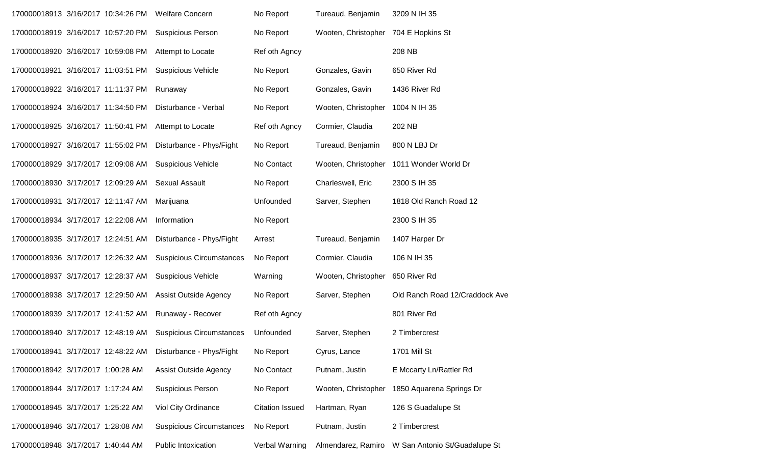| | | | | | | |
|---|---|---|---|---|---|---|
| 170000018913 | 3/16/2017 | 10:34:26 PM | Welfare Concern | No Report | Tureaud, Benjamin | 3209 N IH 35 |
| 170000018919 | 3/16/2017 | 10:57:20 PM | Suspicious Person | No Report | Wooten, Christopher | 704 E Hopkins St |
| 170000018920 | 3/16/2017 | 10:59:08 PM | Attempt to Locate | Ref oth Agncy | | 208 NB |
| 170000018921 | 3/16/2017 | 11:03:51 PM | Suspicious Vehicle | No Report | Gonzales, Gavin | 650 River Rd |
| 170000018922 | 3/16/2017 | 11:11:37 PM | Runaway | No Report | Gonzales, Gavin | 1436 River Rd |
| 170000018924 | 3/16/2017 | 11:34:50 PM | Disturbance - Verbal | No Report | Wooten, Christopher | 1004 N IH 35 |
| 170000018925 | 3/16/2017 | 11:50:41 PM | Attempt to Locate | Ref oth Agncy | Cormier, Claudia | 202 NB |
| 170000018927 | 3/16/2017 | 11:55:02 PM | Disturbance - Phys/Fight | No Report | Tureaud, Benjamin | 800 N LBJ Dr |
| 170000018929 | 3/17/2017 | 12:09:08 AM | Suspicious Vehicle | No Contact | Wooten, Christopher | 1011 Wonder World Dr |
| 170000018930 | 3/17/2017 | 12:09:29 AM | Sexual Assault | No Report | Charleswell, Eric | 2300 S IH 35 |
| 170000018931 | 3/17/2017 | 12:11:47 AM | Marijuana | Unfounded | Sarver, Stephen | 1818 Old Ranch Road 12 |
| 170000018934 | 3/17/2017 | 12:22:08 AM | Information | No Report | | 2300 S IH 35 |
| 170000018935 | 3/17/2017 | 12:24:51 AM | Disturbance - Phys/Fight | Arrest | Tureaud, Benjamin | 1407 Harper Dr |
| 170000018936 | 3/17/2017 | 12:26:32 AM | Suspicious Circumstances | No Report | Cormier, Claudia | 106 N IH 35 |
| 170000018937 | 3/17/2017 | 12:28:37 AM | Suspicious Vehicle | Warning | Wooten, Christopher | 650 River Rd |
| 170000018938 | 3/17/2017 | 12:29:50 AM | Assist Outside Agency | No Report | Sarver, Stephen | Old Ranch Road 12/Craddock Ave |
| 170000018939 | 3/17/2017 | 12:41:52 AM | Runaway - Recover | Ref oth Agncy | | 801 River Rd |
| 170000018940 | 3/17/2017 | 12:48:19 AM | Suspicious Circumstances | Unfounded | Sarver, Stephen | 2 Timbercrest |
| 170000018941 | 3/17/2017 | 12:48:22 AM | Disturbance - Phys/Fight | No Report | Cyrus, Lance | 1701 Mill St |
| 170000018942 | 3/17/2017 | 1:00:28 AM | Assist Outside Agency | No Contact | Putnam, Justin | E Mccarty Ln/Rattler Rd |
| 170000018944 | 3/17/2017 | 1:17:24 AM | Suspicious Person | No Report | Wooten, Christopher | 1850 Aquarena Springs Dr |
| 170000018945 | 3/17/2017 | 1:25:22 AM | Viol City Ordinance | Citation Issued | Hartman, Ryan | 126 S Guadalupe St |
| 170000018946 | 3/17/2017 | 1:28:08 AM | Suspicious Circumstances | No Report | Putnam, Justin | 2 Timbercrest |
| 170000018948 | 3/17/2017 | 1:40:44 AM | Public Intoxication | Verbal Warning | Almendarez, Ramiro | W San Antonio St/Guadalupe St |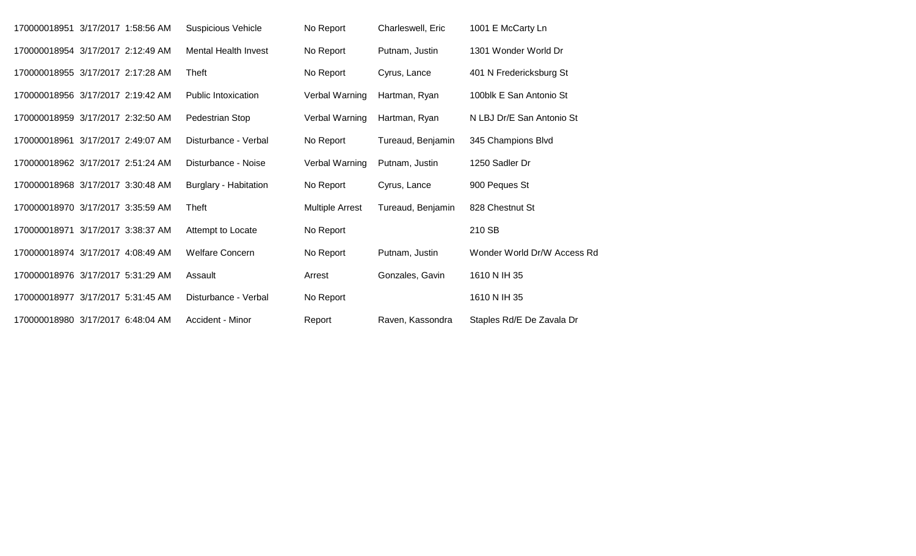| | | | | | | |
|---|---|---|---|---|---|---|
| 170000018951 | 3/17/2017 | 1:58:56 AM | Suspicious Vehicle | No Report | Charleswell, Eric | 1001 E McCarty Ln |
| 170000018954 | 3/17/2017 | 2:12:49 AM | Mental Health Invest | No Report | Putnam, Justin | 1301 Wonder World Dr |
| 170000018955 | 3/17/2017 | 2:17:28 AM | Theft | No Report | Cyrus, Lance | 401 N Fredericksburg St |
| 170000018956 | 3/17/2017 | 2:19:42 AM | Public Intoxication | Verbal Warning | Hartman, Ryan | 100blk E San Antonio St |
| 170000018959 | 3/17/2017 | 2:32:50 AM | Pedestrian Stop | Verbal Warning | Hartman, Ryan | N LBJ Dr/E San Antonio St |
| 170000018961 | 3/17/2017 | 2:49:07 AM | Disturbance - Verbal | No Report | Tureaud, Benjamin | 345 Champions Blvd |
| 170000018962 | 3/17/2017 | 2:51:24 AM | Disturbance - Noise | Verbal Warning | Putnam, Justin | 1250 Sadler Dr |
| 170000018968 | 3/17/2017 | 3:30:48 AM | Burglary - Habitation | No Report | Cyrus, Lance | 900 Peques St |
| 170000018970 | 3/17/2017 | 3:35:59 AM | Theft | Multiple Arrest | Tureaud, Benjamin | 828 Chestnut St |
| 170000018971 | 3/17/2017 | 3:38:37 AM | Attempt to Locate | No Report | | 210 SB |
| 170000018974 | 3/17/2017 | 4:08:49 AM | Welfare Concern | No Report | Putnam, Justin | Wonder World Dr/W Access Rd |
| 170000018976 | 3/17/2017 | 5:31:29 AM | Assault | Arrest | Gonzales, Gavin | 1610 N IH 35 |
| 170000018977 | 3/17/2017 | 5:31:45 AM | Disturbance - Verbal | No Report | | 1610 N IH 35 |
| 170000018980 | 3/17/2017 | 6:48:04 AM | Accident - Minor | Report | Raven, Kassondra | Staples Rd/E De Zavala Dr |